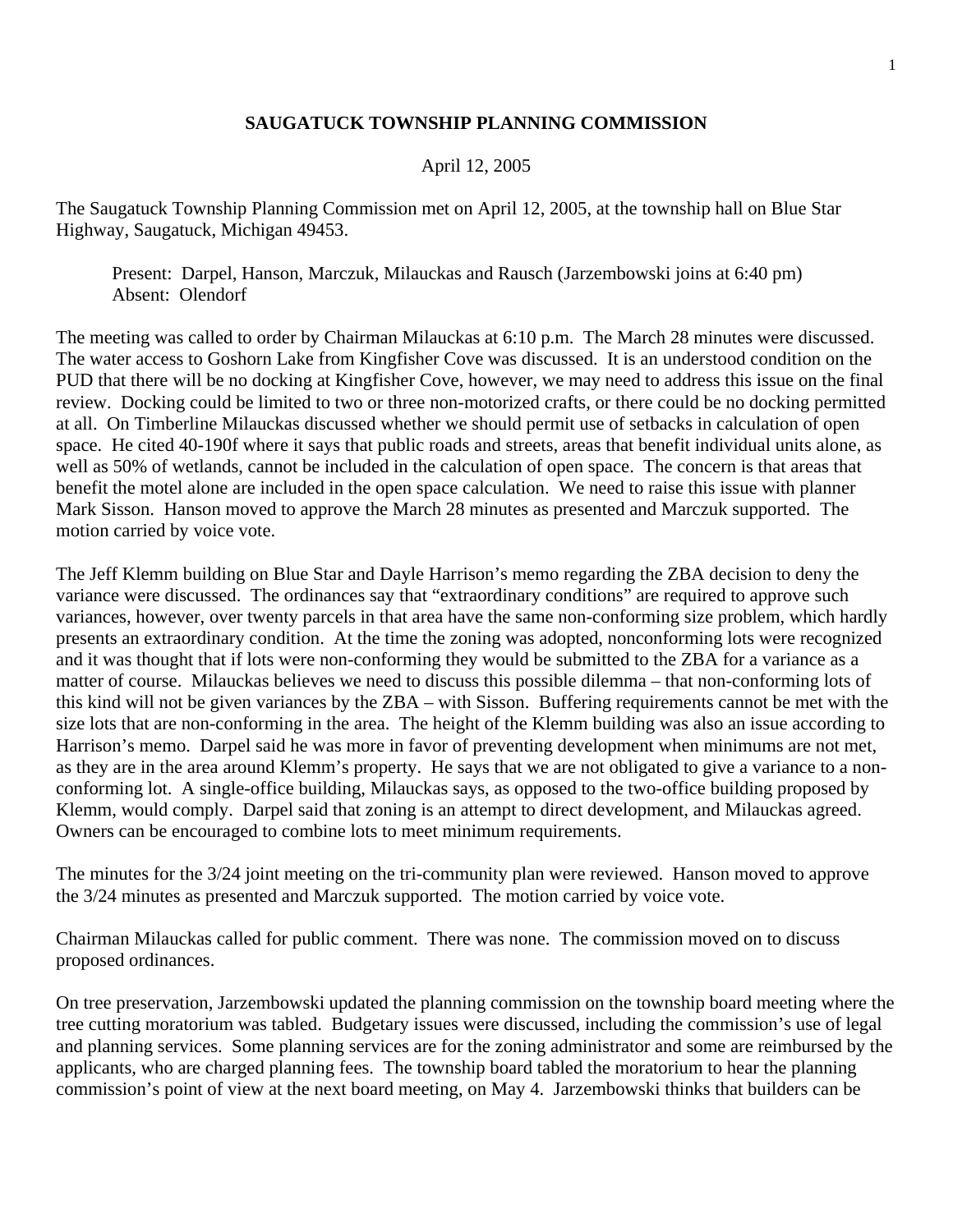# SAUGATUCK TOWNSHIP PLANNING COMMISSION

April 12, 2005

The Saugatuck Township Planning Commission met on April 12, 2005, at the township hall on Blue Star Highway, Saugatuck, Michigan 49453.

> Present: Darpel, Hanson, Marczuk, Milauckas and Rausch (Jarzembowski joins at 6:40 pm)
> Absent: Olendorf

The meeting was called to order by Chairman Milauckas at 6:10 p.m. The March 28 minutes were discussed. The water access to Goshorn Lake from Kingfisher Cove was discussed. It is an understood condition on the PUD that there will be no docking at Kingfisher Cove, however, we may need to address this issue on the final review. Docking could be limited to two or three non-motorized crafts, or there could be no docking permitted at all. On Timberline Milauckas discussed whether we should permit use of setbacks in calculation of open space. He cited 40-190f where it says that public roads and streets, areas that benefit individual units alone, as well as 50% of wetlands, cannot be included in the calculation of open space. The concern is that areas that benefit the motel alone are included in the open space calculation. We need to raise this issue with planner Mark Sisson. Hanson moved to approve the March 28 minutes as presented and Marczuk supported. The motion carried by voice vote.

The Jeff Klemm building on Blue Star and Dayle Harrison's memo regarding the ZBA decision to deny the variance were discussed. The ordinances say that "extraordinary conditions" are required to approve such variances, however, over twenty parcels in that area have the same non-conforming size problem, which hardly presents an extraordinary condition. At the time the zoning was adopted, nonconforming lots were recognized and it was thought that if lots were non-conforming they would be submitted to the ZBA for a variance as a matter of course. Milauckas believes we need to discuss this possible dilemma – that non-conforming lots of this kind will not be given variances by the ZBA – with Sisson. Buffering requirements cannot be met with the size lots that are non-conforming in the area. The height of the Klemm building was also an issue according to Harrison's memo. Darpel said he was more in favor of preventing development when minimums are not met, as they are in the area around Klemm's property. He says that we are not obligated to give a variance to a non-conforming lot. A single-office building, Milauckas says, as opposed to the two-office building proposed by Klemm, would comply. Darpel said that zoning is an attempt to direct development, and Milauckas agreed. Owners can be encouraged to combine lots to meet minimum requirements.

The minutes for the 3/24 joint meeting on the tri-community plan were reviewed. Hanson moved to approve the 3/24 minutes as presented and Marczuk supported. The motion carried by voice vote.

Chairman Milauckas called for public comment. There was none. The commission moved on to discuss proposed ordinances.

On tree preservation, Jarzembowski updated the planning commission on the township board meeting where the tree cutting moratorium was tabled. Budgetary issues were discussed, including the commission's use of legal and planning services. Some planning services are for the zoning administrator and some are reimbursed by the applicants, who are charged planning fees. The township board tabled the moratorium to hear the planning commission's point of view at the next board meeting, on May 4. Jarzembowski thinks that builders can be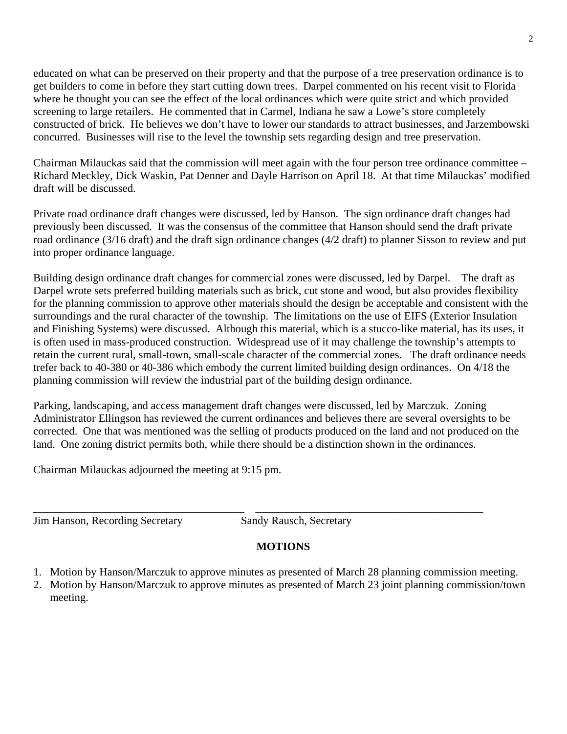educated on what can be preserved on their property and that the purpose of a tree preservation ordinance is to get builders to come in before they start cutting down trees. Darpel commented on his recent visit to Florida where he thought you can see the effect of the local ordinances which were quite strict and which provided screening to large retailers. He commented that in Carmel, Indiana he saw a Lowe's store completely constructed of brick. He believes we don't have to lower our standards to attract businesses, and Jarzembowski concurred. Businesses will rise to the level the township sets regarding design and tree preservation.

Chairman Milauckas said that the commission will meet again with the four person tree ordinance committee – Richard Meckley, Dick Waskin, Pat Denner and Dayle Harrison on April 18. At that time Milauckas' modified draft will be discussed.

Private road ordinance draft changes were discussed, led by Hanson. The sign ordinance draft changes had previously been discussed. It was the consensus of the committee that Hanson should send the draft private road ordinance (3/16 draft) and the draft sign ordinance changes (4/2 draft) to planner Sisson to review and put into proper ordinance language.

Building design ordinance draft changes for commercial zones were discussed, led by Darpel. The draft as Darpel wrote sets preferred building materials such as brick, cut stone and wood, but also provides flexibility for the planning commission to approve other materials should the design be acceptable and consistent with the surroundings and the rural character of the township. The limitations on the use of EIFS (Exterior Insulation and Finishing Systems) were discussed. Although this material, which is a stucco-like material, has its uses, it is often used in mass-produced construction. Widespread use of it may challenge the township's attempts to retain the current rural, small-town, small-scale character of the commercial zones. The draft ordinance needs trefer back to 40-380 or 40-386 which embody the current limited building design ordinances. On 4/18 the planning commission will review the industrial part of the building design ordinance.

Parking, landscaping, and access management draft changes were discussed, led by Marczuk. Zoning Administrator Ellingson has reviewed the current ordinances and believes there are several oversights to be corrected. One that was mentioned was the selling of products produced on the land and not produced on the land. One zoning district permits both, while there should be a distinction shown in the ordinances.

Chairman Milauckas adjourned the meeting at 9:15 pm.

_______________________________________ __________________________________________

Jim Hanson, Recording Secretary Sandy Rausch, Secretary

**MOTIONS**

1. Motion by Hanson/Marczuk to approve minutes as presented of March 28 planning commission meeting.
2. Motion by Hanson/Marczuk to approve minutes as presented of March 23 joint planning commission/town meeting.